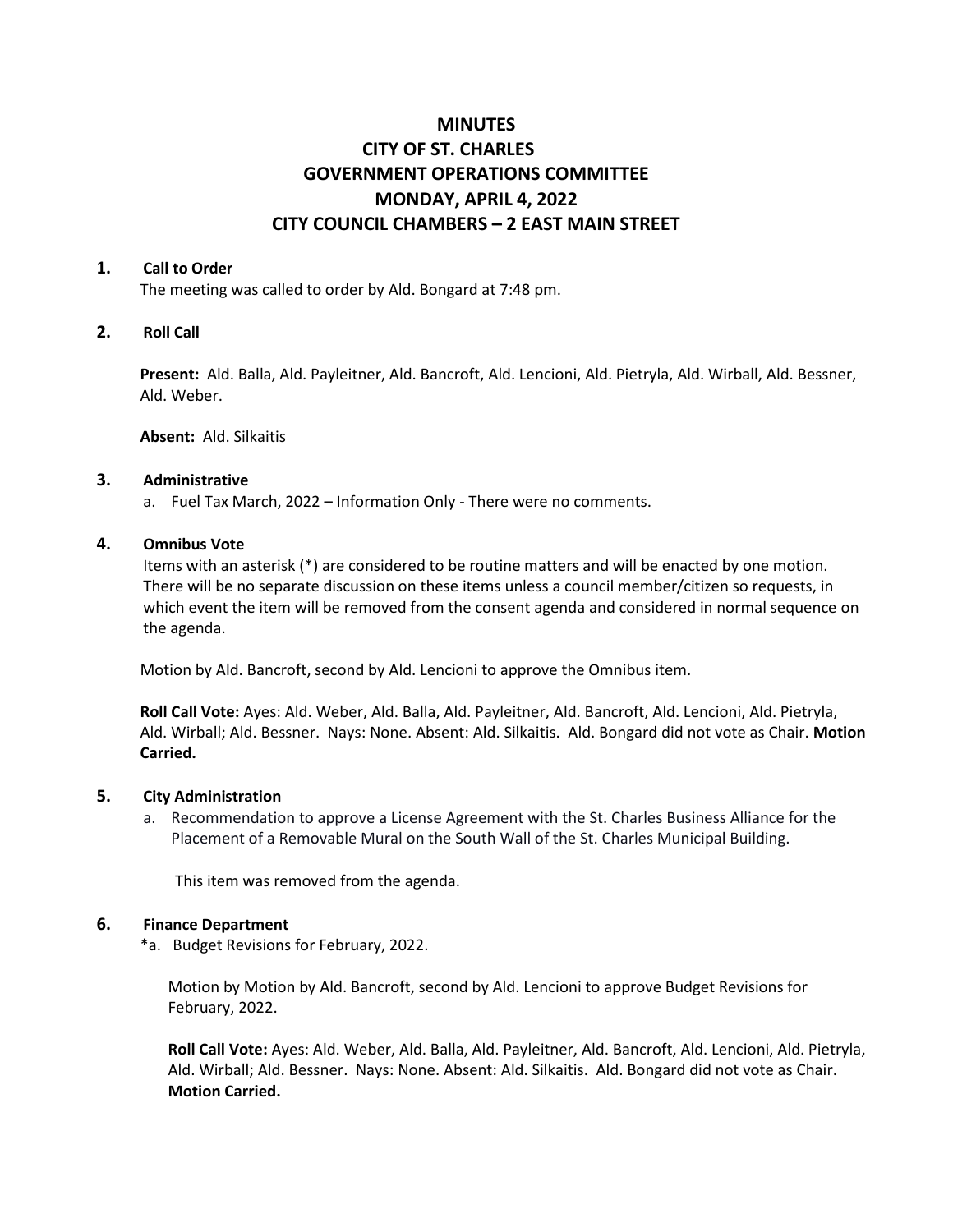# MINUTES
# CITY OF ST. CHARLES
# GOVERNMENT OPERATIONS COMMITTEE
# MONDAY, APRIL 4, 2022
# CITY COUNCIL CHAMBERS – 2 EAST MAIN STREET

## 1. Call to Order

The meeting was called to order by Ald. Bongard at 7:48 pm.

## 2. Roll Call

**Present:** Ald. Balla, Ald. Payleitner, Ald. Bancroft, Ald. Lencioni, Ald. Pietryla, Ald. Wirball, Ald. Bessner, Ald. Weber.

**Absent:** Ald. Silkaitis

## 3. Administrative

a. Fuel Tax March, 2022 – Information Only - There were no comments.

## 4. Omnibus Vote

Items with an asterisk (*) are considered to be routine matters and will be enacted by one motion. There will be no separate discussion on these items unless a council member/citizen so requests, in which event the item will be removed from the consent agenda and considered in normal sequence on the agenda.

Motion by Ald. Bancroft, second by Ald. Lencioni to approve the Omnibus item.

**Roll Call Vote:** Ayes: Ald. Weber, Ald. Balla, Ald. Payleitner, Ald. Bancroft, Ald. Lencioni, Ald. Pietryla, Ald. Wirball; Ald. Bessner. Nays: None. Absent: Ald. Silkaitis. Ald. Bongard did not vote as Chair. **Motion Carried.**

## 5. City Administration

a. Recommendation to approve a License Agreement with the St. Charles Business Alliance for the Placement of a Removable Mural on the South Wall of the St. Charles Municipal Building.

This item was removed from the agenda.

## 6. Finance Department

*a. Budget Revisions for February, 2022.

Motion by Motion by Ald. Bancroft, second by Ald. Lencioni to approve Budget Revisions for February, 2022.

**Roll Call Vote:** Ayes: Ald. Weber, Ald. Balla, Ald. Payleitner, Ald. Bancroft, Ald. Lencioni, Ald. Pietryla, Ald. Wirball; Ald. Bessner. Nays: None. Absent: Ald. Silkaitis. Ald. Bongard did not vote as Chair. **Motion Carried.**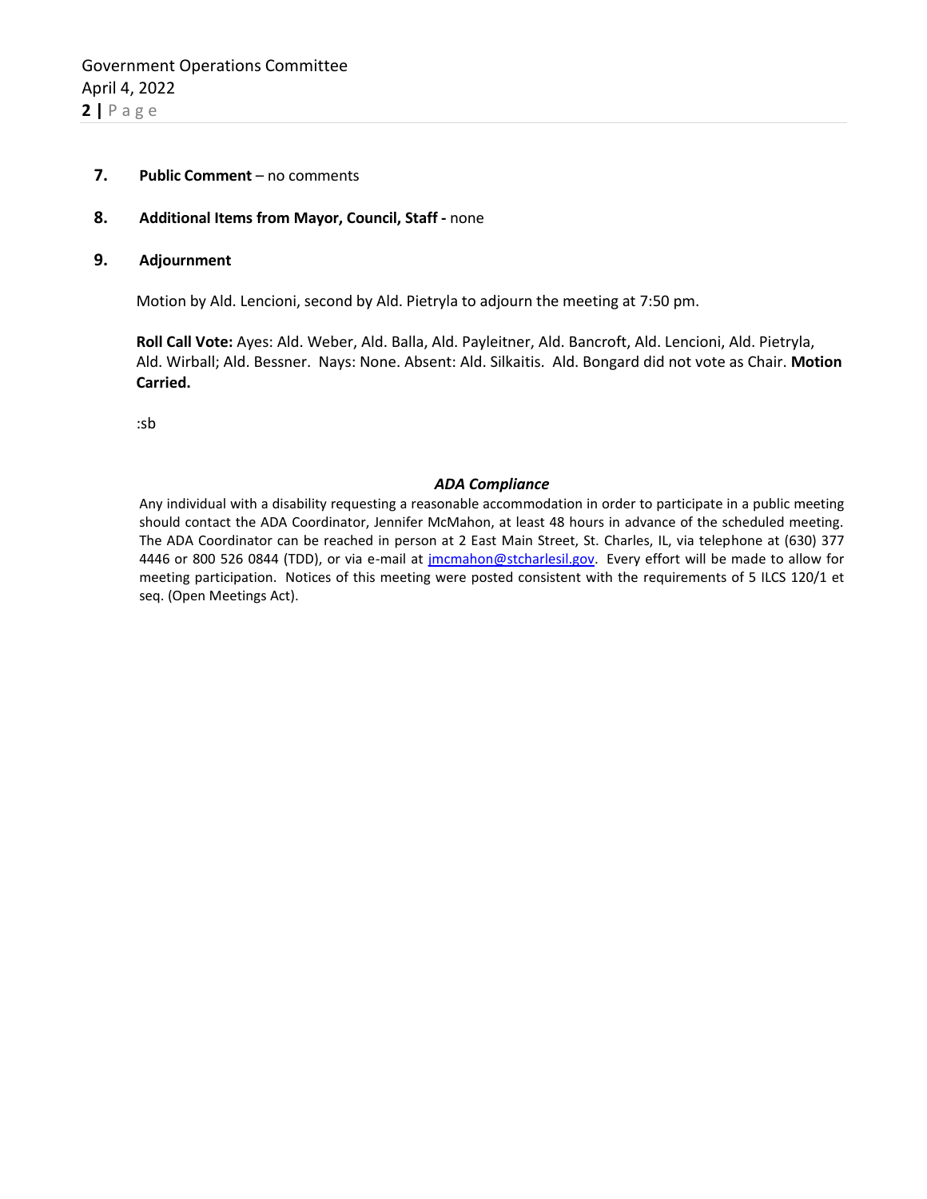**7. Public Comment** – no comments

**8. Additional Items from Mayor, Council, Staff -** none

**9. Adjournment**

Motion by Ald. Lencioni, second by Ald. Pietryla to adjourn the meeting at 7:50 pm.

**Roll Call Vote:** Ayes: Ald. Weber, Ald. Balla, Ald. Payleitner, Ald. Bancroft, Ald. Lencioni, Ald. Pietryla, Ald. Wirball; Ald. Bessner. Nays: None. Absent: Ald. Silkaitis. Ald. Bongard did not vote as Chair. **Motion Carried.**

:sb

***ADA Compliance***

Any individual with a disability requesting a reasonable accommodation in order to participate in a public meeting should contact the ADA Coordinator, Jennifer McMahon, at least 48 hours in advance of the scheduled meeting. The ADA Coordinator can be reached in person at 2 East Main Street, St. Charles, IL, via telephone at (630) 377 4446 or 800 526 0844 (TDD), or via e-mail at jmcmahon@stcharlesil.gov. Every effort will be made to allow for meeting participation. Notices of this meeting were posted consistent with the requirements of 5 ILCS 120/1 et seq. (Open Meetings Act).